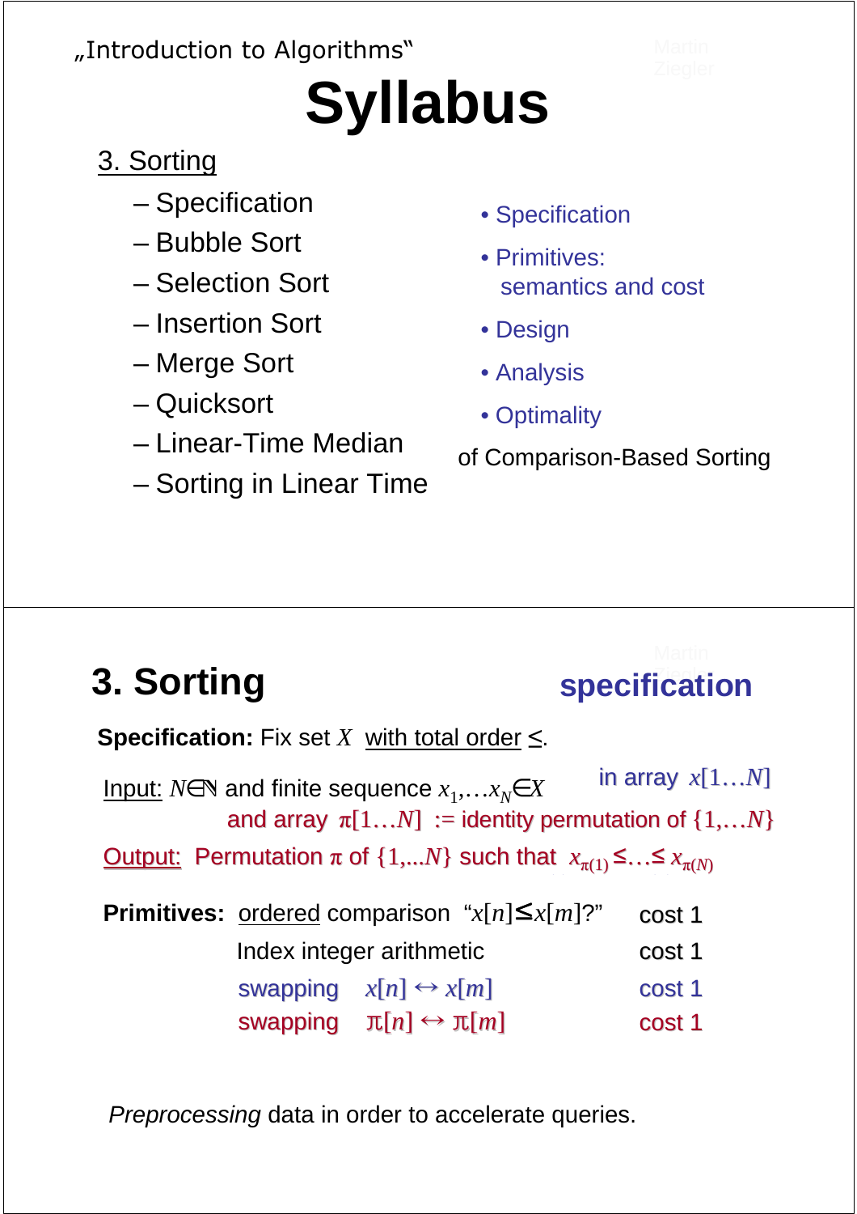„Introduction to Algorithms"

# Syllabus

3. Sorting

- Specification
- Bubble Sort
- Selection Sort
- Insertion Sort
- Merge Sort
- Quicksort
- Linear-Time Median
- Sorting in Linear Time

• Specification

• Primitives: semantics and cost

• Design

• Analysis

• Optimality

of Comparison-Based Sorting

# 3. Sorting

## specification

**Specification:** Fix set $X$ with total order $\leq$.

Input: $N\in\mathbb{N}$ and finite sequence $x_1,\ldots x_N\in X$ in array $x[1\ldots N]$
and array $\pi[1\ldots N]$ := identity permutation of $\{1,\ldots N\}$

Output: Permutation $\pi$ of $\{1,\ldots N\}$ such that $x_{\pi(1)}\leq\ldots\leq x_{\pi(N)}$

**Primitives:** ordered comparison "$x[n]\leq x[m]$?" cost 1

Index integer arithmetic cost 1

swapping $x[n]\leftrightarrow x[m]$ cost 1

swapping $\pi[n]\leftrightarrow\pi[m]$ cost 1

*Preprocessing* data in order to accelerate queries.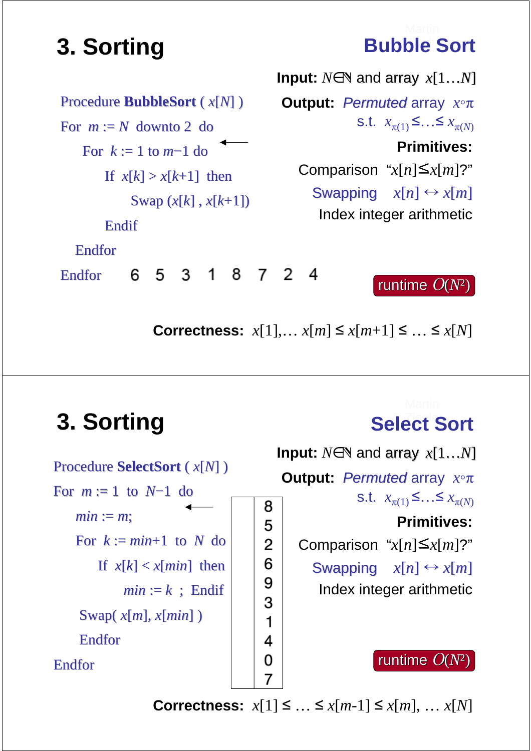# 3. Sorting

## Bubble Sort

**Input:** $N \in \mathbb{N}$ and array $x[1\ldots N]$

**Output:** *Permuted* array $x \circ \pi$ s.t. $x_{\pi(1)} \leq \ldots \leq x_{\pi(N)}$

**Primitives:**

Comparison "$x[n] \leq x[m]$?"

Swapping $x[n] \leftrightarrow x[m]$

Index integer arithmetic

```
Procedure BubbleSort ( x[N] )
For  m := N  downto 2  do
     For  k := 1 to m−1 do
          If  x[k] > x[k+1]  then
                Swap (x[k] , x[k+1])
          Endif
     Endfor
Endfor
```

6 5 3 1 8 7 2 4

runtime $O(N^2)$

**Correctness:** $x[1], \ldots x[m] \leq x[m+1] \leq \ldots \leq x[N]$

# 3. Sorting

## Select Sort

**Input:** $N \in \mathbb{N}$ and array $x[1\ldots N]$

**Output:** *Permuted* array $x \circ \pi$ s.t. $x_{\pi(1)} \leq \ldots \leq x_{\pi(N)}$

**Primitives:**

Comparison "$x[n] \leq x[m]$?"

Swapping $x[n] \leftrightarrow x[m]$

Index integer arithmetic

```
Procedure SelectSort ( x[N] )
For  m := 1  to  N−1  do
     min := m;
     For  k := min+1  to  N  do
          If  x[k] < x[min]  then
               min := k  ;  Endif
     Swap( x[m], x[min] )
     Endfor
Endfor
```

| 8 |
|---|
| 5 |
| 2 |
| 6 |
| 9 |
| 3 |
| 1 |
| 4 |
| 0 |
| 7 |

runtime $O(N^2)$

**Correctness:** $x[1] \leq \ldots \leq x[m\text{-}1] \leq x[m], \ldots x[N]$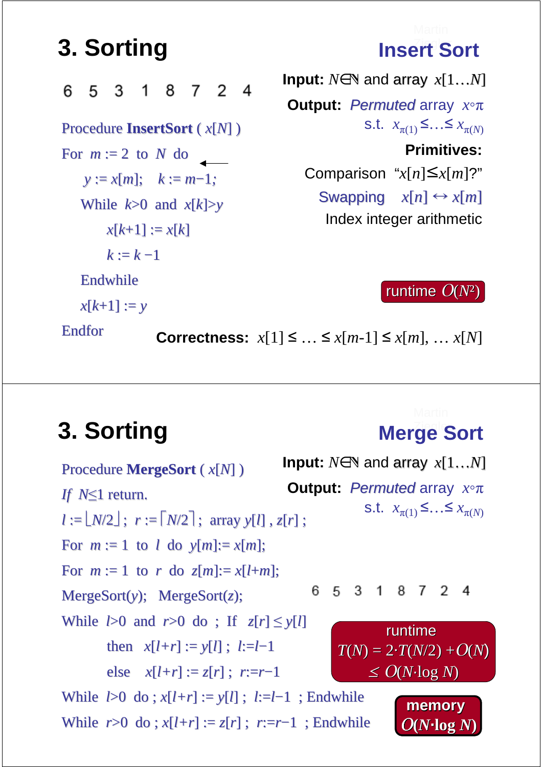# 3. Sorting

## Insert Sort

6 5 3 1 8 7 2 4

**Input:** $N \in \mathbb{N}$ and array $x[1\ldots N]$

**Output:** *Permuted* array $x \circ \pi$ s.t. $x_{\pi(1)} \leq \ldots \leq x_{\pi(N)}$

**Primitives:**

- Comparison "$x[n] \leq x[m]$?"
- Swapping $x[n] \leftrightarrow x[m]$
- Index integer arithmetic

```
Procedure InsertSort ( x[N] )
For m := 2 to N do                 ←
    y := x[m];   k := m−1;
    While k>0 and x[k]>y
        x[k+1] := x[k]
        k := k −1
    Endwhile
    x[k+1] := y
Endfor
```

runtime $O(N^2)$

**Correctness:** $x[1] \leq \ldots \leq x[m\text{-}1] \leq x[m], \ldots x[N]$

# 3. Sorting

## Merge Sort

**Input:** $N \in \mathbb{N}$ and array $x[1\ldots N]$

**Output:** *Permuted* array $x \circ \pi$ s.t. $x_{\pi(1)} \leq \ldots \leq x_{\pi(N)}$

```
Procedure MergeSort ( x[N] )
If N≤1 return.
l := ⌊N/2⌋;  r := ⌈N/2⌉;  array y[l] , z[r] ;
For m := 1 to l do y[m]:= x[m];
For m := 1 to r do z[m]:= x[l+m];
MergeSort(y);  MergeSort(z);
While l>0 and r>0 do ; If z[r] ≤ y[l]
    then x[l+r] := y[l] ; l:=l−1
    else x[l+r] := z[r] ; r:=r−1
While l>0 do ; x[l+r] := y[l] ; l:=l−1 ; Endwhile
While r>0 do ; x[l+r] := z[r] ; r:=r−1 ; Endwhile
```

6 5 3 1 8 7 2 4

runtime $T(N) = 2 \cdot T(N/2) + O(N) \leq O(N \cdot \log N)$

memory $O(N \cdot \log N)$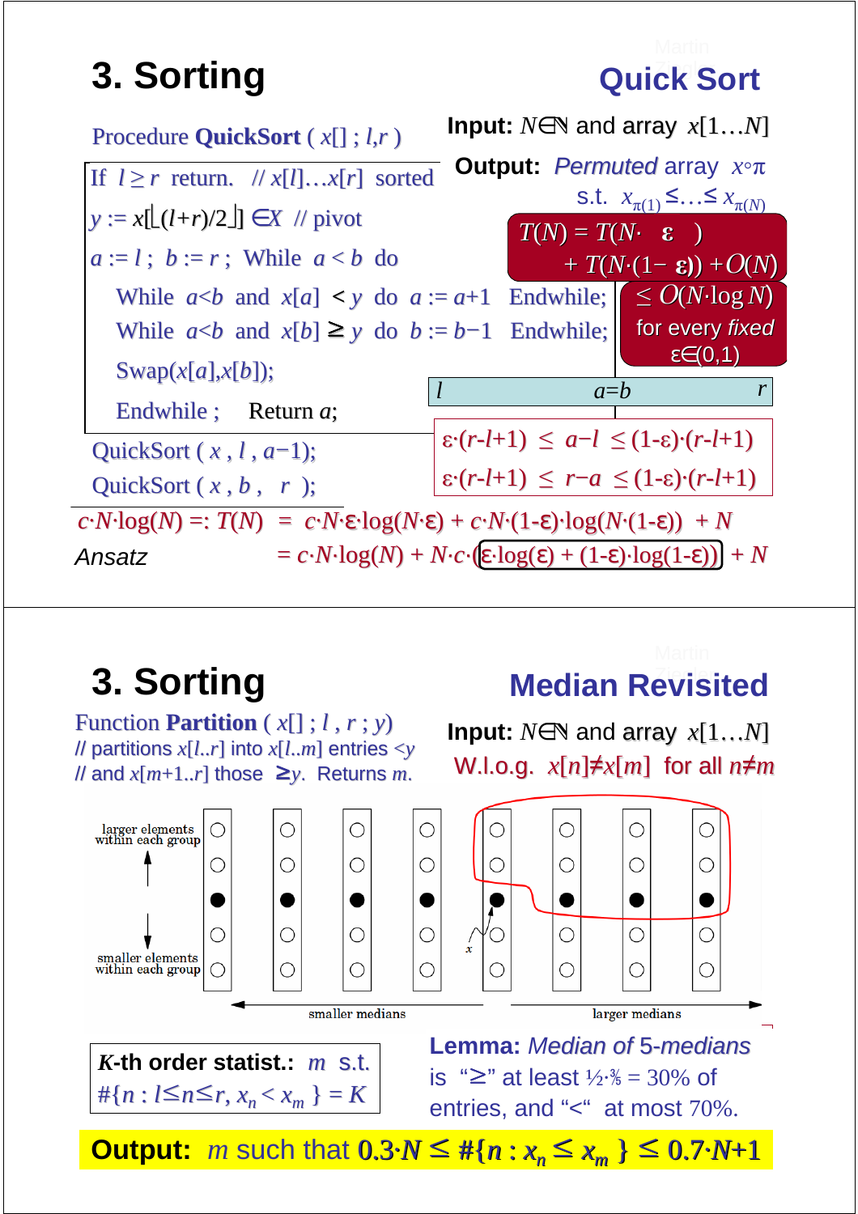# 3. Sorting

## Quick Sort

Procedure **QuickSort** ( $x[]$ ; $l,r$ )

```
If l ≥ r return.   // x[l]…x[r] sorted
y := x[⌊(l+r)/2⌋] ∈X  // pivot
a := l ; b := r ; While a < b do
   While a<b and x[a] < y do a := a+1 Endwhile;
   While a<b and x[b] ≥ y do b := b−1 Endwhile;
   Swap(x[a],x[b]);
   Endwhile ;    Return a;
QuickSort ( x , l , a−1);
QuickSort ( x , b ,  r );
```

**Input:** $N\in\mathbb{N}$ and array $x[1\ldots N]$

**Output:** *Permuted* array $x\circ\pi$ s.t. $x_{\pi(1)}\leq\ldots\leq x_{\pi(N)}$

$T(N) = T(N\cdot\varepsilon) + T(N\cdot(1-\varepsilon)) + O(N)$

$\leq O(N\cdot\log N)$ for every *fixed* $\varepsilon\in(0,1)$

| $l$ | $a=b$ | $r$ |
|---|---|---|

$\varepsilon\cdot(r-l+1) \leq a-l \leq (1-\varepsilon)\cdot(r-l+1)$

$\varepsilon\cdot(r-l+1) \leq r-a \leq (1-\varepsilon)\cdot(r-l+1)$

$c\cdot N\cdot\log(N) =: T(N) = c\cdot N\cdot\varepsilon\cdot\log(N\cdot\varepsilon) + c\cdot N\cdot(1-\varepsilon)\cdot\log(N\cdot(1-\varepsilon)) + N$

*Ansatz* $= c\cdot N\cdot\log(N) + N\cdot c\cdot(\varepsilon\cdot\log(\varepsilon) + (1-\varepsilon)\cdot\log(1-\varepsilon)) + N$

# 3. Sorting

## Median Revisited

Function **Partition** ( $x[]$ ; $l$ , $r$ ; $y$)

// partitions $x[l..r]$ into $x[l..m]$ entries $<y$

// and $x[m+1..r]$ those $\geq y$. Returns $m$.

**Input:** $N\in\mathbb{N}$ and array $x[1\ldots N]$

W.l.o.g. $x[n]\neq x[m]$ for all $n\neq m$

larger elements within each group

smaller elements within each group

smaller medians — larger medians

**$K$-th order statist.:** $m$ s.t. $\#\{n : l\leq n\leq r, x_n < x_m\} = K$

**Lemma:** *Median of 5-medians* is "≥" at least ½·⅗ = 30% of entries, and "<" at most 70%.

**Output:** $m$ such that $0.3\cdot N \leq \#\{n : x_n \leq x_m\} \leq 0.7\cdot N+1$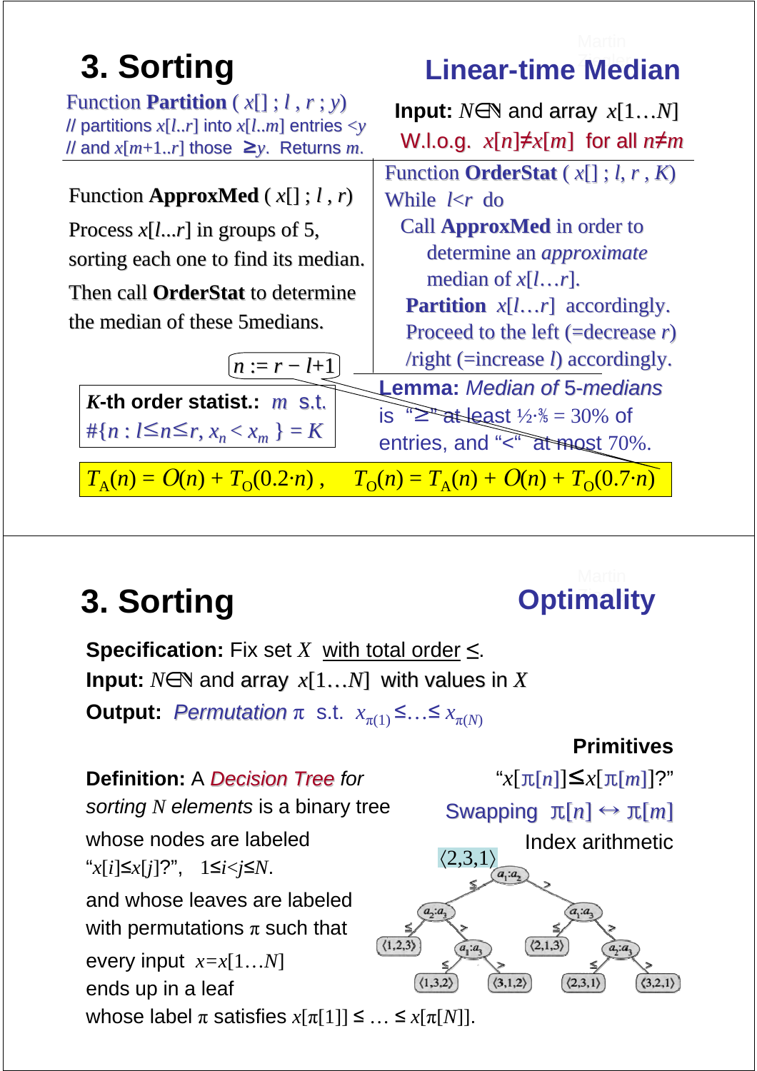# 3. Sorting

## Linear-time Median

Function **Partition** ( $x[]$ ; $l$ , $r$ ; $y$)
// partitions $x[l..r]$ into $x[l..m]$ entries $<y$
// and $x[m+1..r]$ those $\geq y$. Returns $m$.

**Input:** $N\in\mathbb{N}$ and array $x[1\ldots N]$
W.l.o.g. $x[n]\neq x[m]$ for all $n\neq m$

Function **ApproxMed** ( $x[]$ ; $l$ , $r$)
Process $x[l...r]$ in groups of 5, sorting each one to find its median.
Then call **OrderStat** to determine the median of these 5medians.

Function **OrderStat** ( $x[]$ ; $l$, $r$ , $K$)
While $l<r$ do
- Call **ApproxMed** in order to determine an *approximate* median of $x[l\ldots r]$.
- **Partition** $x[l\ldots r]$ accordingly.
- Proceed to the left (=decrease $r$) /right (=increase $l$) accordingly.

$n := r - l+1$

***K*-th order statist.:** $m$ s.t. $\#\{n : l\leq n\leq r, x_n < x_m \} = K$

**Lemma:** *Median of 5-medians* is "≥" at least ½·⅗ = 30% of entries, and "<" at most 70%.

$T_A(n) = O(n) + T_O(0.2\cdot n)$ , $T_O(n) = T_A(n) + O(n) + T_O(0.7\cdot n)$

# 3. Sorting

## Optimality

**Specification:** Fix set $X$ with total order $\leq$.
**Input:** $N\in\mathbb{N}$ and array $x[1\ldots N]$ with values in $X$
**Output:** *Permutation* $\pi$ s.t. $x_{\pi(1)} \leq\ldots\leq x_{\pi(N)}$

**Primitives**
"$x[\pi[n]]\leq x[\pi[m]]$?"
Swapping $\pi[n] \leftrightarrow \pi[m]$
Index arithmetic

**Definition:** A *Decision Tree for sorting $N$ elements* is a binary tree whose nodes are labeled "$x[i]\leq x[j]$?", $1\leq i<j\leq N$.
and whose leaves are labeled with permutations $\pi$ such that every input $x=x[1\ldots N]$ ends up in a leaf whose label $\pi$ satisfies $x[\pi[1]] \leq \ldots \leq x[\pi[N]]$.

$\langle 2,3,1\rangle$

- $a_1:a_2$
  - ≤ : $a_2:a_3$
    - ≤ : $\langle 1,2,3\rangle$
    - > : $a_1:a_3$
      - ≤ : $\langle 1,3,2\rangle$
      - > : $\langle 3,1,2\rangle$
  - > : $a_1:a_3$
    - ≤ : $\langle 2,1,3\rangle$
    - > : $a_2:a_3$
      - ≤ : $\langle 2,3,1\rangle$
      - > : $\langle 3,2,1\rangle$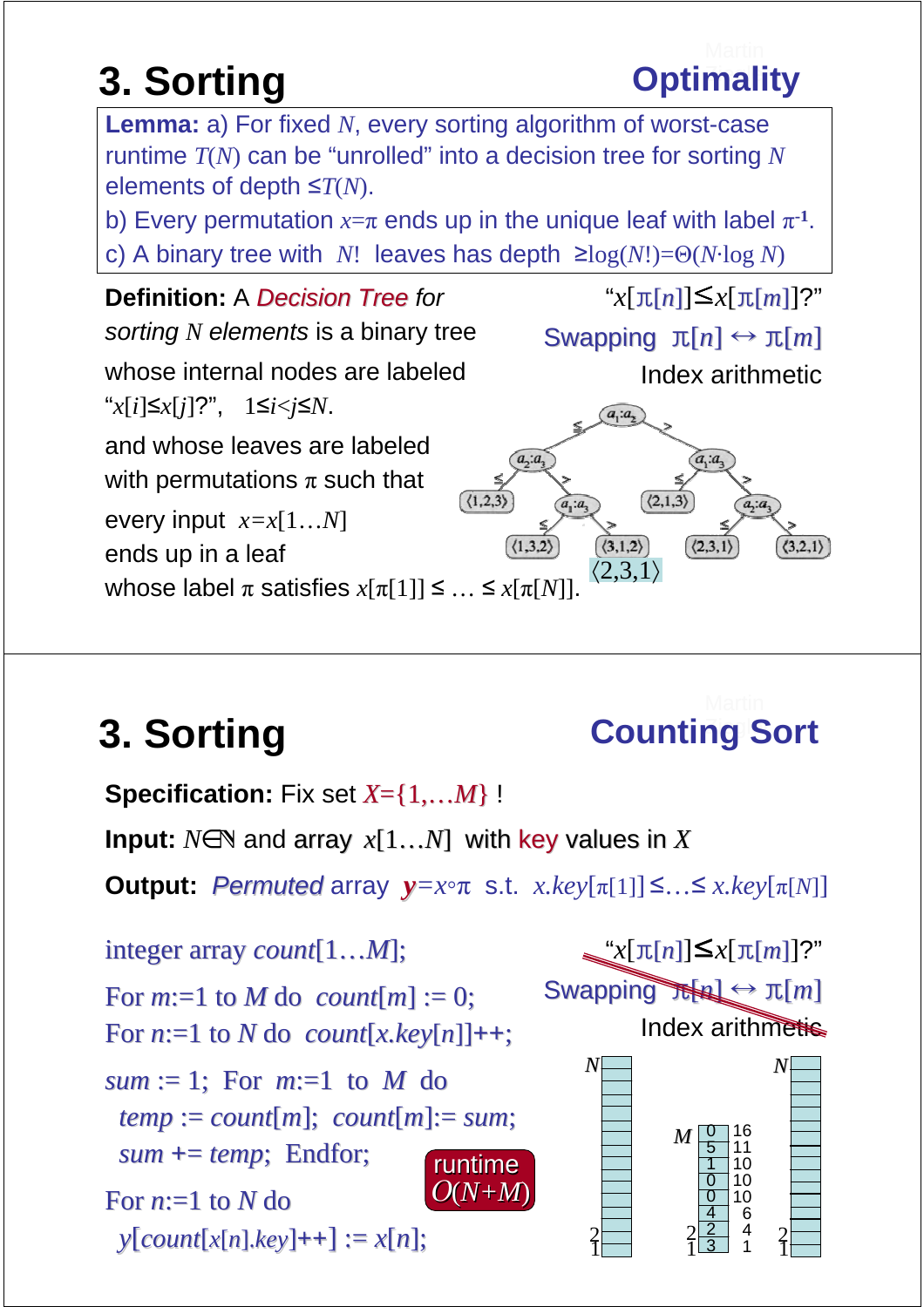# 3. Sorting

## Optimality

**Lemma:** a) For fixed $N$, every sorting algorithm of worst-case runtime $T(N)$ can be "unrolled" into a decision tree for sorting $N$ elements of depth $\leq T(N)$.

b) Every permutation $x=\pi$ ends up in the unique leaf with label $\pi^{-1}$.

c) A binary tree with $N!$ leaves has depth $\geq \log(N!)=\Theta(N\cdot\log N)$

**Definition:** A *Decision Tree for sorting $N$ elements* is a binary tree whose internal nodes are labeled "$x[i]\leq x[j]$?", $1\leq i<j\leq N$.

and whose leaves are labeled with permutations $\pi$ such that every input $x=x[1\ldots N]$ ends up in a leaf whose label $\pi$ satisfies $x[\pi[1]] \leq \ldots \leq x[\pi[N]]$.

"$x[\pi[n]]\leq x[\pi[m]]$?"

Swapping $\pi[n] \leftrightarrow \pi[m]$

Index arithmetic

$a_1{:}a_2$ — $\leq$: $a_2{:}a_3$; $>$: $a_1{:}a_3$

$a_2{:}a_3$ — $\leq$: $\langle 1,2,3\rangle$; $>$: $a_1{:}a_3$ — $\leq$: $\langle 1,3,2\rangle$; $>$: $\langle 3,1,2\rangle$

$a_1{:}a_3$ — $\leq$: $\langle 2,1,3\rangle$; $>$: $a_2{:}a_3$ — $\leq$: $\langle 2,3,1\rangle$; $>$: $\langle 3,2,1\rangle$

$\langle 2,3,1\rangle$

# 3. Sorting

## Counting Sort

**Specification:** Fix set $X=\{1,\ldots M\}$ !

**Input:** $N\in\mathbb{N}$ and array $x[1\ldots N]$ with key values in $X$

**Output:** *Permuted* array $y=x\circ\pi$ s.t. $x.key[\pi[1]]\leq\ldots\leq x.key[\pi[N]]$

```
integer array count[1…M];
For m:=1 to M do  count[m] := 0;
For n:=1 to N do  count[x.key[n]]++;
sum := 1;  For  m:=1  to  M  do
  temp := count[m];  count[m]:= sum;
  sum += temp;  Endfor;
For n:=1 to N do
  y[count[x[n].key]++] := x[n];
```

runtime $O(N+M)$

"$x[\pi[n]]\leq x[\pi[m]]$?" ~~Swapping $\pi[n] \leftrightarrow \pi[m]$ Index arithmetic~~

| $M$ | count | sum |
|---|---|---|
| | 0 | 16 |
| | 5 | 11 |
| | 1 | 10 |
| | 0 | 10 |
| | 0 | 10 |
| | 4 | 6 |
| 2 | 2 | 4 |
| 1 | 3 | 1 |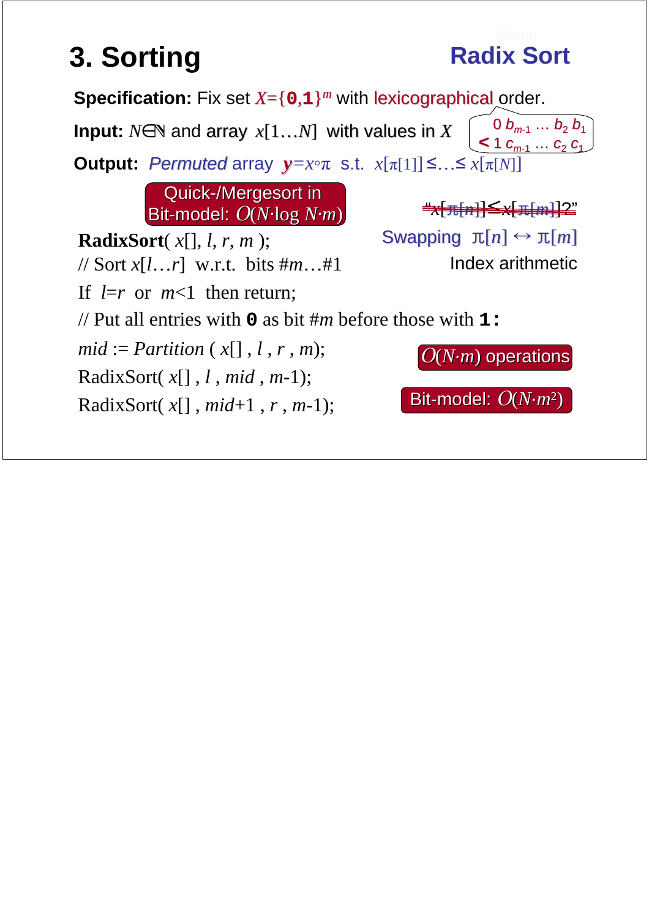# 3. Sorting

## Radix Sort

**Specification:** Fix set $X=\{\mathbf{0},\mathbf{1}\}^m$ with lexicographical order.

**Input:** $N \in \mathbb{N}$ and array $x[1\ldots N]$ with values in $X$

$0\ b_{m-1} \ldots b_2\ b_1$
$<1\ c_{m-1} \ldots c_2\ c_1$

**Output:** *Permuted* array $y = x \circ \pi$ s.t. $x[\pi[1]] \leq \ldots \leq x[\pi[N]]$

Quick-/Mergesort in Bit-model: $O(N \cdot \log N \cdot m)$

~~"$x[\pi[n]] \leq x[\pi[m]]$?"~~

Swapping $\pi[n] \leftrightarrow \pi[m]$

Index arithmetic

```
RadixSort( x[], l, r, m );
// Sort x[l…r]  w.r.t.  bits #m…#1
If  l=r  or  m<1  then return;
// Put all entries with 0 as bit #m before those with 1:
mid := Partition ( x[] , l , r , m);
RadixSort( x[] , l , mid , m-1);
RadixSort( x[] , mid+1 , r , m-1);
```

$O(N \cdot m)$ operations

Bit-model: $O(N \cdot m^2)$